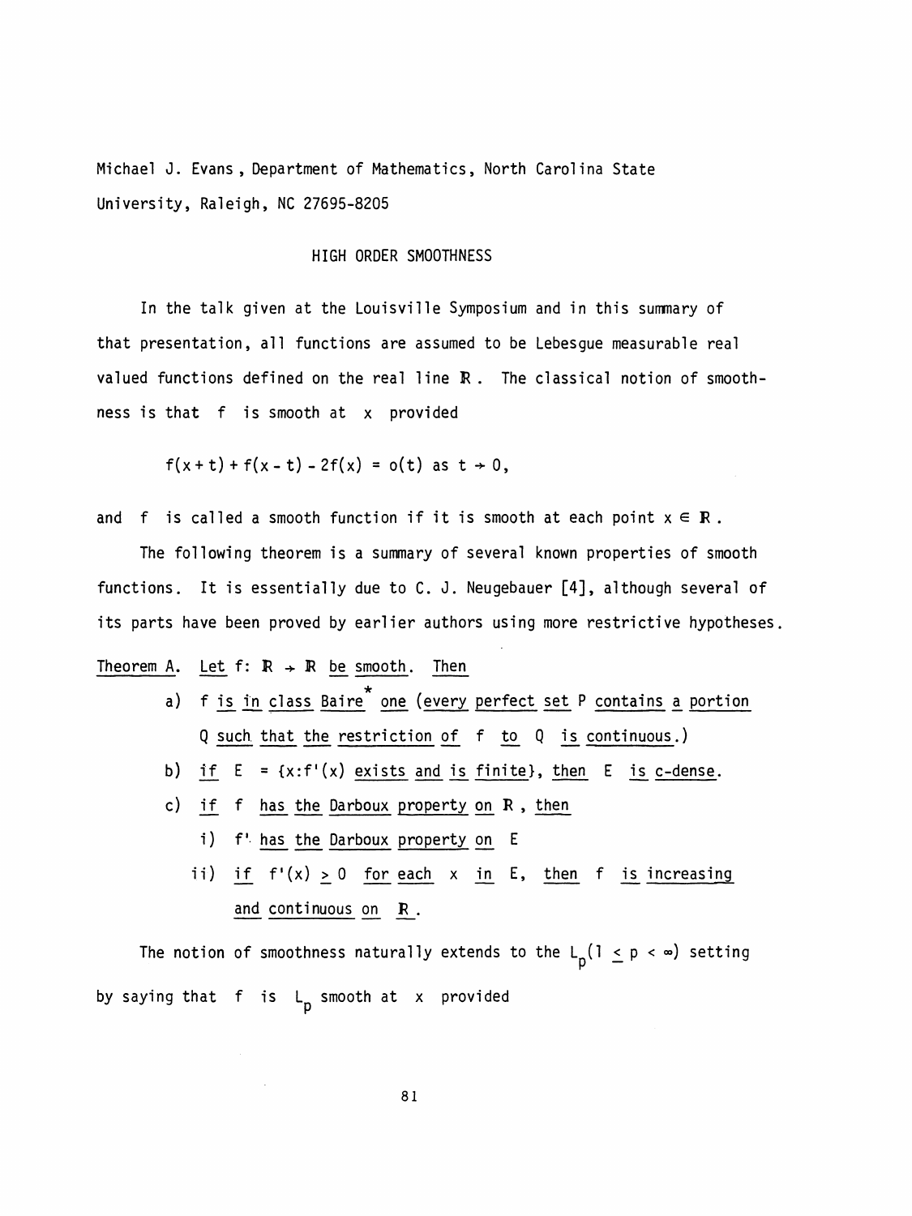Michael J. Evans, Department of Mathematics, North Carolina State University, Raleigh, NC 27695-8205

## HIGH ORDER SMOOTHNESS

In the talk given at the Louisville Symposium and in this summary of that presentation, all functions are assumed to be Lebesgue measurable real valued functions defined on the real line $\mathbb{R}$. The classical notion of smoothness is that f is smooth at x provided

$$f(x+t) + f(x-t) - 2f(x) = o(t) \text{ as } t \to 0,$$

and f is called a smooth function if it is smooth at each point $x \in \mathbb{R}$.

The following theorem is a summary of several known properties of smooth functions. It is essentially due to C. J. Neugebauer [4], although several of its parts have been proved by earlier authors using more restrictive hypotheses.

Theorem A. *Let $f: \mathbb{R} \to \mathbb{R}$ be smooth. Then*

a) *f is in class Baire$^*$ one (every perfect set P contains a portion Q such that the restriction of f to Q is continuous.)*

b) *if $E = \{x: f'(x)$ exists and is finite$\}$, then E is c-dense.*

c) *if f has the Darboux property on $\mathbb{R}$, then*

   i) *$f'$ has the Darboux property on E*

   ii) *if $f'(x) \geq 0$ for each x in E, then f is increasing and continuous on $\mathbb{R}$.*

The notion of smoothness naturally extends to the $L_p (1 \leq p < \infty)$ setting by saying that f is $L_p$ smooth at x provided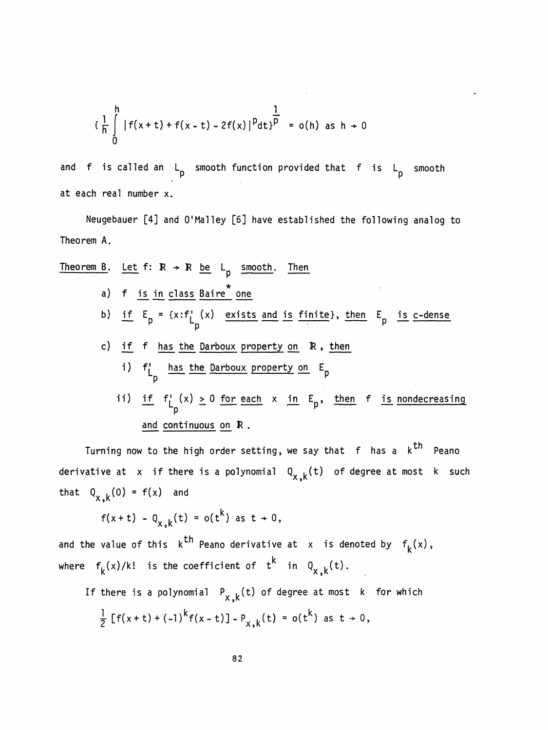$$\left\{\frac{1}{h}\int_0^h |f(x+t)+f(x-t)-2f(x)|^p dt\right\}^{\frac{1}{p}} = o(h) \text{ as } h \to 0$$

and $f$ is called an $L_p$ smooth function provided that $f$ is $L_p$ smooth at each real number $x$.

Neugebauer [4] and O'Malley [6] have established the following analog to Theorem A.

Theorem B. *Let $f: \mathbb{R} \to \mathbb{R}$ be $L_p$ smooth. Then*

a) *$f$ is in class Baire$^*$ one*

b) *if $E_p = \{x: f'_{L_p}(x)$ exists and is finite$\}$, then $E_p$ is c-dense*

c) *if $f$ has the Darboux property on $\mathbb{R}$, then*

   i) *$f'_{L_p}$ has the Darboux property on $E_p$*

   ii) *if $f'_{L_p}(x) \geq 0$ for each $x$ in $E_p$, then $f$ is nondecreasing and continuous on $\mathbb{R}$.*

Turning now to the high order setting, we say that $f$ has a $k^{th}$ Peano derivative at $x$ if there is a polynomial $Q_{x,k}(t)$ of degree at most $k$ such that $Q_{x,k}(0) = f(x)$ and

$$f(x+t) - Q_{x,k}(t) = o(t^k) \text{ as } t \to 0,$$

and the value of this $k^{th}$ Peano derivative at $x$ is denoted by $f_k(x)$, where $f_k(x)/k!$ is the coefficient of $t^k$ in $Q_{x,k}(t)$.

If there is a polynomial $P_{x,k}(t)$ of degree at most $k$ for which

$$\frac{1}{2}\left[f(x+t) + (-1)^k f(x-t)\right] - P_{x,k}(t) = o(t^k) \text{ as } t \to 0,$$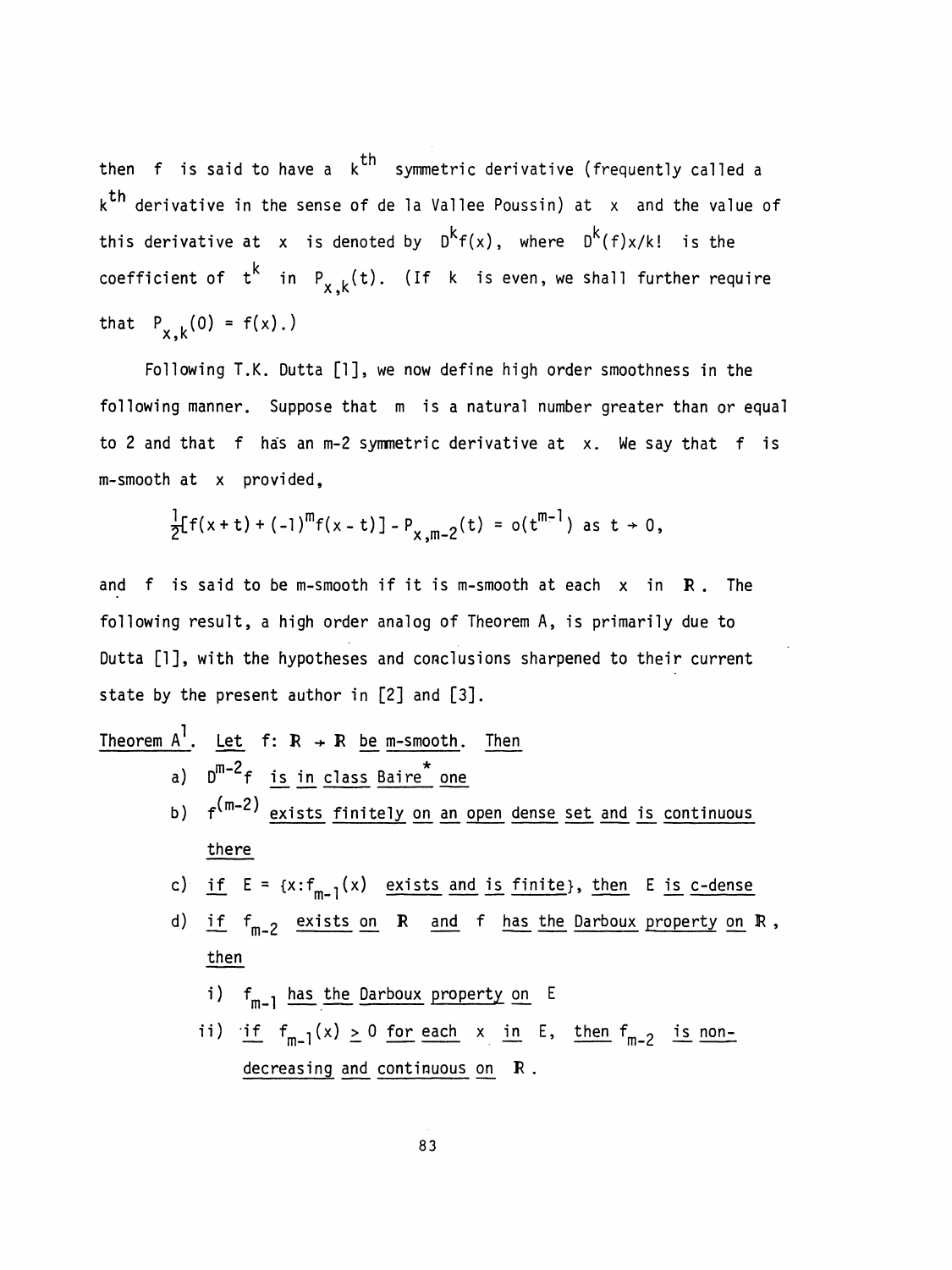then $f$ is said to have a $k^{th}$ symmetric derivative (frequently called a $k^{th}$ derivative in the sense of de la Vallee Poussin) at $x$ and the value of this derivative at $x$ is denoted by $D^k f(x)$, where $D^k(f)x/k!$ is the coefficient of $t^k$ in $P_{x,k}(t)$. (If $k$ is even, we shall further require that $P_{x,k}(0) = f(x)$.)

Following T.K. Dutta [1], we now define high order smoothness in the following manner. Suppose that $m$ is a natural number greater than or equal to 2 and that $f$ has an m-2 symmetric derivative at $x$. We say that $f$ is m-smooth at $x$ provided,

$$\frac{1}{2}[f(x+t) + (-1)^m f(x-t)] - P_{x,m-2}(t) = o(t^{m-1}) \text{ as } t \to 0,$$

and $f$ is said to be m-smooth if it is m-smooth at each $x$ in $\mathbf{R}$. The following result, a high order analog of Theorem A, is primarily due to Dutta [1], with the hypotheses and conclusions sharpened to their current state by the present author in [2] and [3].

<u>Theorem $A^1$</u>. <u>Let $f\colon \mathbf{R} \to \mathbf{R}$ be m-smooth. Then</u>

a) <u>$D^{m-2}f$ is in class Baire* one</u>

b) <u>$f^{(m-2)}$ exists finitely on an open dense set and is continuous there</u>

c) <u>if $E = \{x : f_{m-1}(x)$ exists and is finite$\}$, then $E$ is c-dense</u>

d) <u>if $f_{m-2}$ exists on $\mathbf{R}$ and $f$ has the Darboux property on $\mathbf{R}$, then</u>

  i) <u>$f_{m-1}$ has the Darboux property on $E$</u>

  ii) <u>if $f_{m-1}(x) \geq 0$ for each $x$ in $E$, then $f_{m-2}$ is non-decreasing and continuous on $\mathbf{R}$.</u>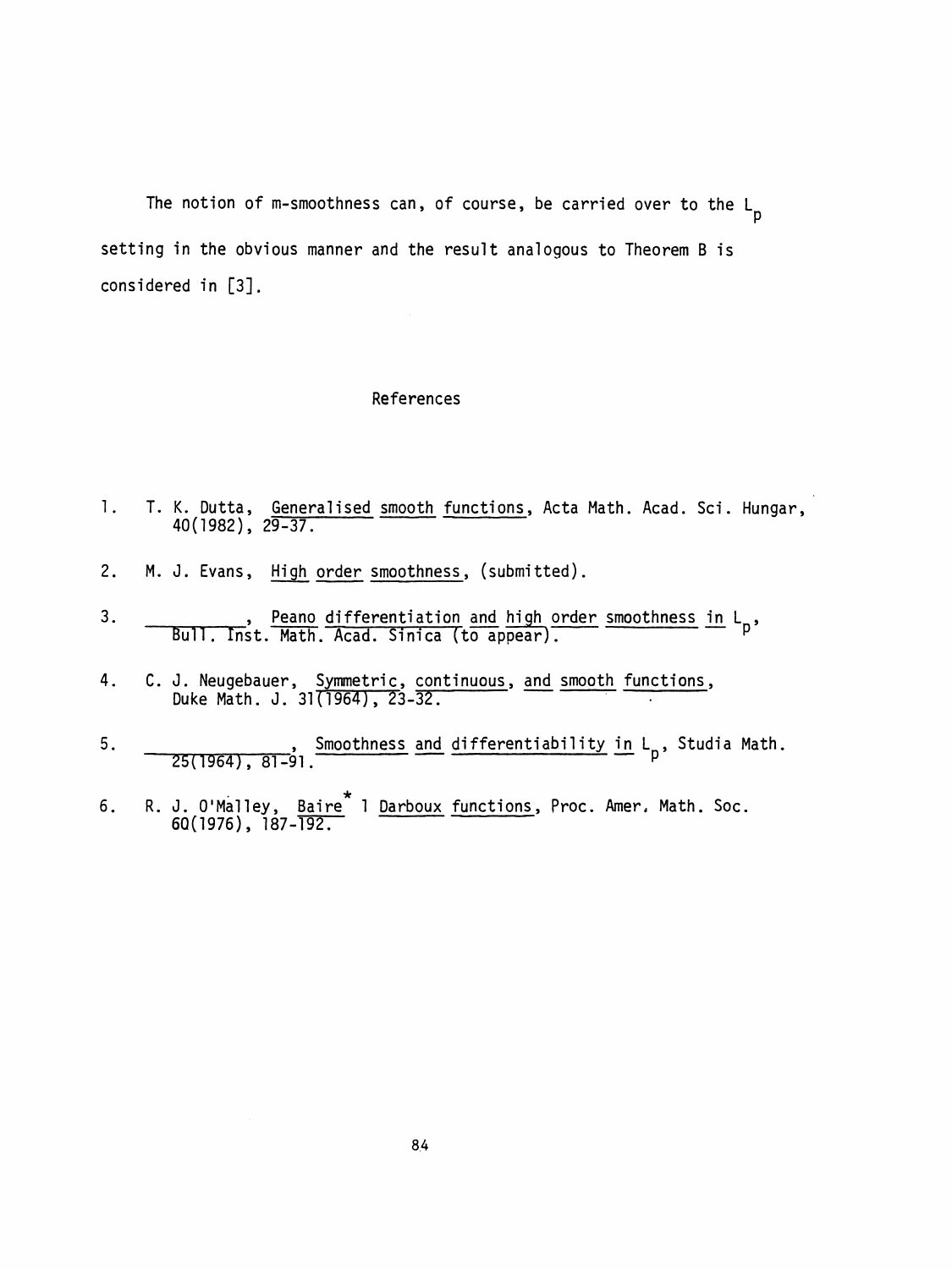The notion of m-smoothness can, of course, be carried over to the $L_p$ setting in the obvious manner and the result analogous to Theorem B is considered in [3].

## References

1. T. K. Dutta, *Generalised smooth functions*, Acta Math. Acad. Sci. Hungar, 40(1982), 29-37.

2. M. J. Evans, *High order smoothness*, (submitted).

3. \_\_\_\_\_\_\_\_\_, *Peano differentiation and high order smoothness in* $L_p$, Bull. Inst. Math. Acad. Sinica (to appear).

4. C. J. Neugebauer, *Symmetric, continuous, and smooth functions*, Duke Math. J. 31(1964), 23-32.

5. \_\_\_\_\_\_\_\_\_\_\_\_, *Smoothness and differentiability in* $L_p$, Studia Math. 25(1964), 81-91.

6. R. J. O'Malley, *Baire** *1 Darboux functions*, Proc. Amer. Math. Soc. 60(1976), 187-192.